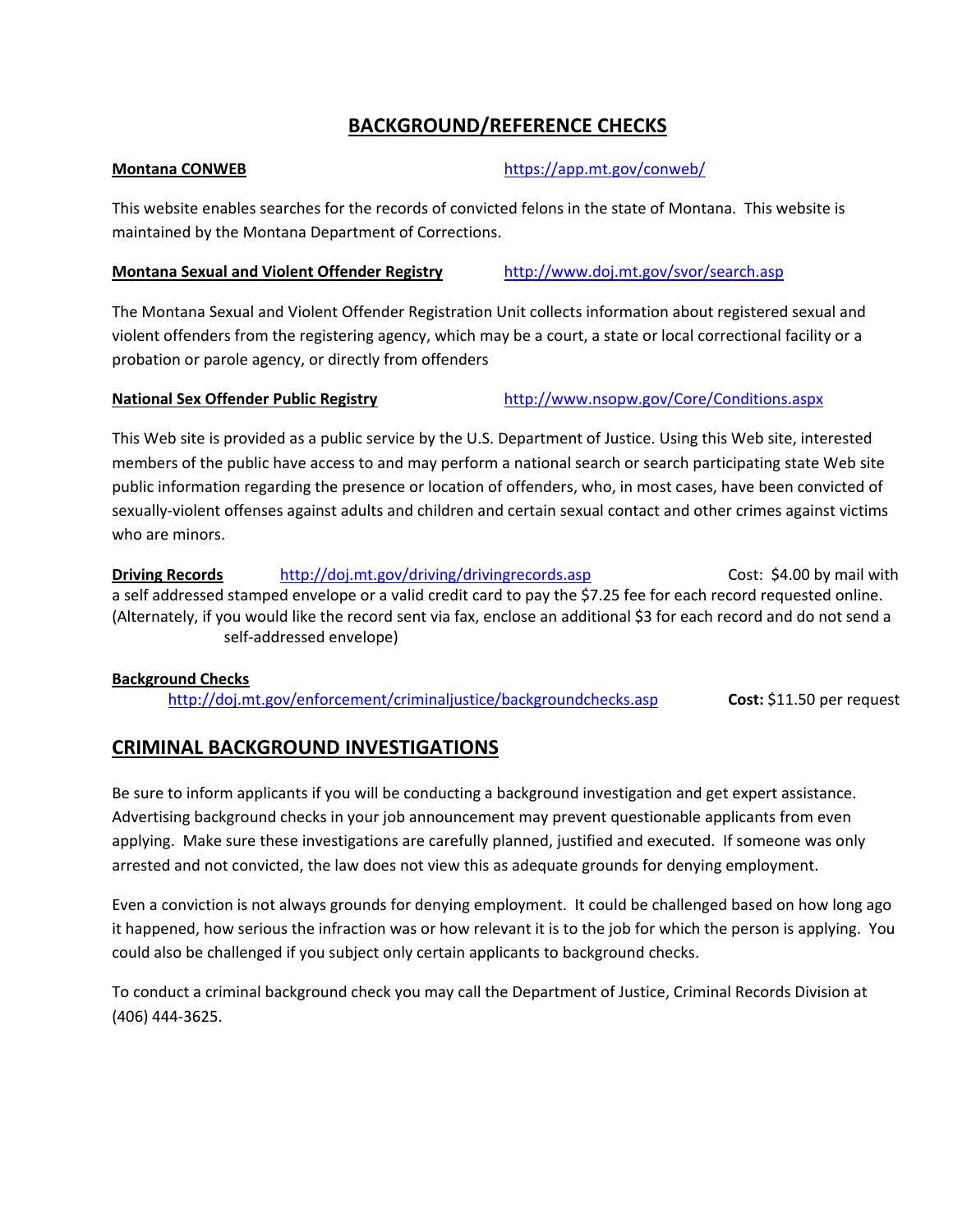# BACKGROUND/REFERENCE CHECKS

**Montana CONWEB** https://app.mt.gov/conweb/

This website enables searches for the records of convicted felons in the state of Montana. This website is maintained by the Montana Department of Corrections.

**Montana Sexual and Violent Offender Registry** http://www.doj.mt.gov/svor/search.asp

The Montana Sexual and Violent Offender Registration Unit collects information about registered sexual and violent offenders from the registering agency, which may be a court, a state or local correctional facility or a probation or parole agency, or directly from offenders

**National Sex Offender Public Registry** http://www.nsopw.gov/Core/Conditions.aspx

This Web site is provided as a public service by the U.S. Department of Justice. Using this Web site, interested members of the public have access to and may perform a national search or search participating state Web site public information regarding the presence or location of offenders, who, in most cases, have been convicted of sexually-violent offenses against adults and children and certain sexual contact and other crimes against victims who are minors.

**Driving Records** http://doj.mt.gov/driving/drivingrecords.asp Cost: $4.00 by mail with a self addressed stamped envelope or a valid credit card to pay the $7.25 fee for each record requested online. (Alternately, if you would like the record sent via fax, enclose an additional $3 for each record and do not send a self-addressed envelope)

**Background Checks**
http://doj.mt.gov/enforcement/criminaljustice/backgroundchecks.asp **Cost:** $11.50 per request

## CRIMINAL BACKGROUND INVESTIGATIONS

Be sure to inform applicants if you will be conducting a background investigation and get expert assistance. Advertising background checks in your job announcement may prevent questionable applicants from even applying. Make sure these investigations are carefully planned, justified and executed. If someone was only arrested and not convicted, the law does not view this as adequate grounds for denying employment.

Even a conviction is not always grounds for denying employment. It could be challenged based on how long ago it happened, how serious the infraction was or how relevant it is to the job for which the person is applying. You could also be challenged if you subject only certain applicants to background checks.

To conduct a criminal background check you may call the Department of Justice, Criminal Records Division at (406) 444-3625.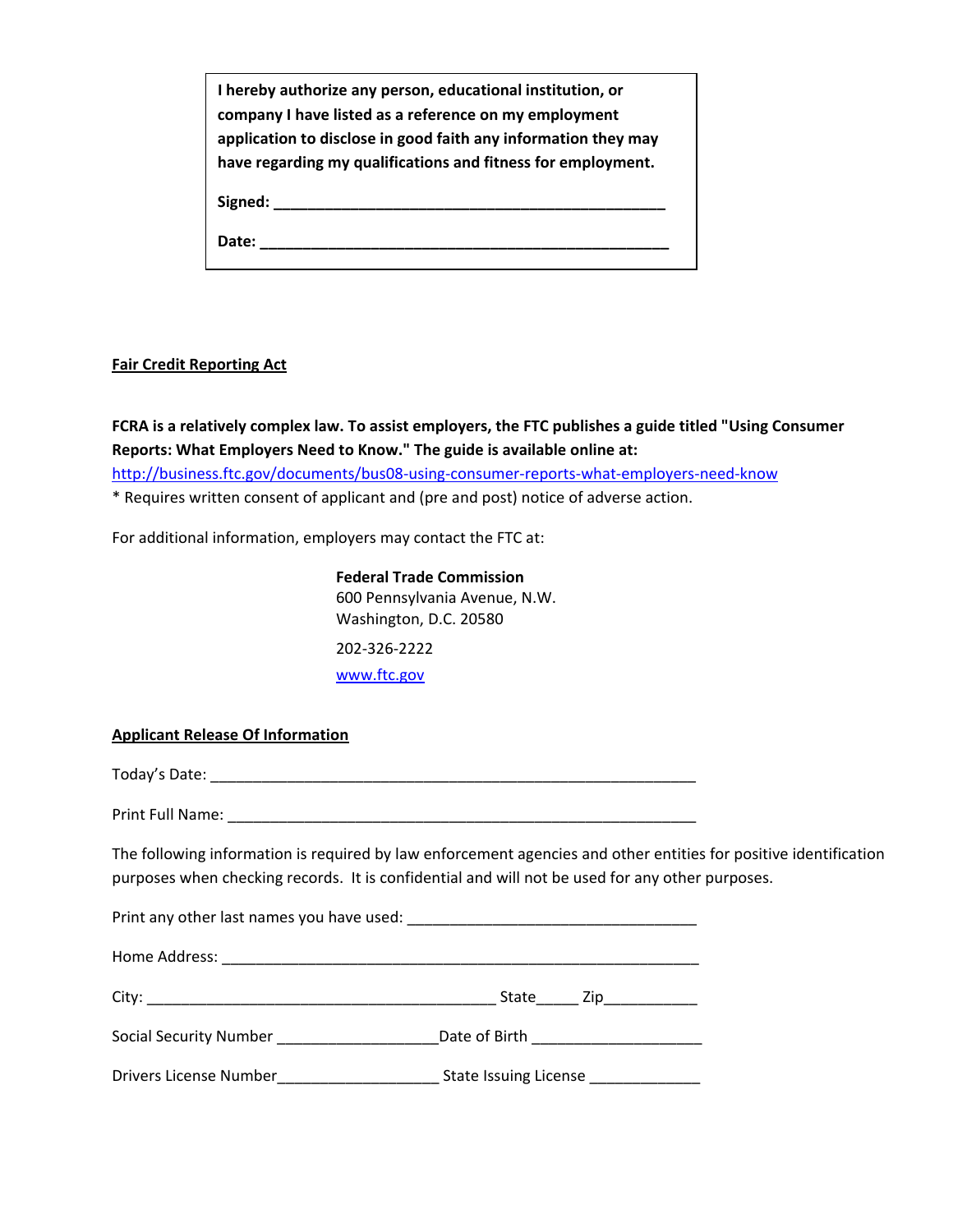**I hereby authorize any person, educational institution, or company I have listed as a reference on my employment application to disclose in good faith any information they may have regarding my qualifications and fitness for employment.**

**Signed: _______________________________________________**

**Date: _________________________________________________**

**Fair Credit Reporting Act**

**FCRA is a relatively complex law. To assist employers, the FTC publishes a guide titled "Using Consumer Reports: What Employers Need to Know." The guide is available online at:**
[http://business.ftc.gov/documents/bus08-using-consumer-reports-what-employers-need-know](http://business.ftc.gov/documents/bus08-using-consumer-reports-what-employers-need-know)
* Requires written consent of applicant and (pre and post) notice of adverse action.

For additional information, employers may contact the FTC at:

**Federal Trade Commission**
600 Pennsylvania Avenue, N.W.
Washington, D.C. 20580

202-326-2222

[www.ftc.gov](http://www.ftc.gov)

**Applicant Release Of Information**

Today's Date: ___________________________________________________________

Print Full Name: _________________________________________________________

The following information is required by law enforcement agencies and other entities for positive identification purposes when checking records. It is confidential and will not be used for any other purposes.

Print any other last names you have used: __________________________________

Home Address: ___________________________________________________________

City: __________________________________________ State_____ Zip___________

Social Security Number ___________________ Date of Birth ___________________

Drivers License Number___________________ State Issuing License _____________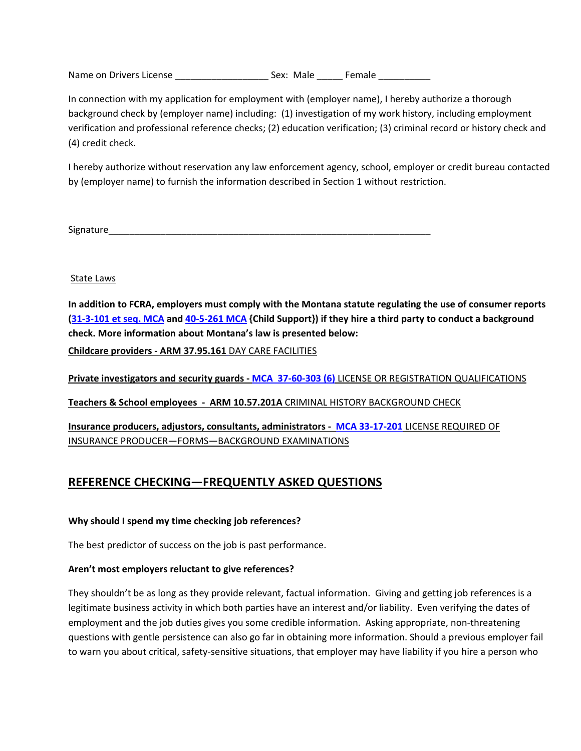Name on Drivers License __________________ Sex: Male _____ Female __________

In connection with my application for employment with (employer name), I hereby authorize a thorough background check by (employer name) including: (1) investigation of my work history, including employment verification and professional reference checks; (2) education verification; (3) criminal record or history check and (4) credit check.

I hereby authorize without reservation any law enforcement agency, school, employer or credit bureau contacted by (employer name) to furnish the information described in Section 1 without restriction.

Signature_________________________________________________________________

State Laws

**In addition to FCRA, employers must comply with the Montana statute regulating the use of consumer reports (31-3-101 et seq. MCA and 40-5-261 MCA {Child Support}) if they hire a third party to conduct a background check. More information about Montana's law is presented below:**

**Childcare providers - ARM 37.95.161** DAY CARE FACILITIES

**Private investigators and security guards - MCA 37-60-303 (6)** LICENSE OR REGISTRATION QUALIFICATIONS

**Teachers & School employees - ARM 10.57.201A** CRIMINAL HISTORY BACKGROUND CHECK

**Insurance producers, adjustors, consultants, administrators - MCA 33-17-201** LICENSE REQUIRED OF INSURANCE PRODUCER—FORMS—BACKGROUND EXAMINATIONS

## REFERENCE CHECKING—FREQUENTLY ASKED QUESTIONS

**Why should I spend my time checking job references?**

The best predictor of success on the job is past performance.

**Aren't most employers reluctant to give references?**

They shouldn't be as long as they provide relevant, factual information. Giving and getting job references is a legitimate business activity in which both parties have an interest and/or liability. Even verifying the dates of employment and the job duties gives you some credible information. Asking appropriate, non-threatening questions with gentle persistence can also go far in obtaining more information. Should a previous employer fail to warn you about critical, safety-sensitive situations, that employer may have liability if you hire a person who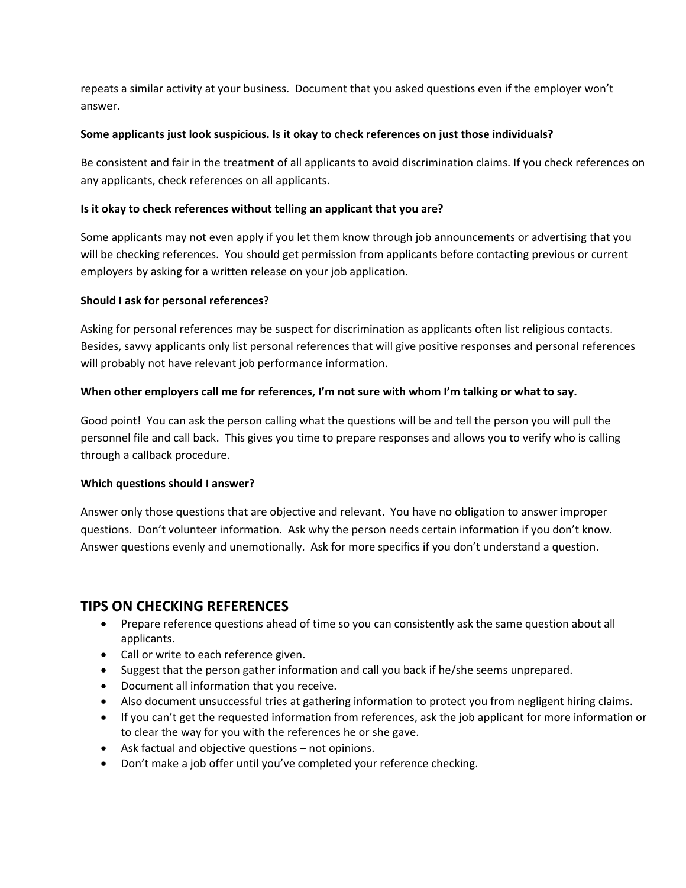repeats a similar activity at your business. Document that you asked questions even if the employer won't answer.

**Some applicants just look suspicious. Is it okay to check references on just those individuals?**

Be consistent and fair in the treatment of all applicants to avoid discrimination claims. If you check references on any applicants, check references on all applicants.

**Is it okay to check references without telling an applicant that you are?**

Some applicants may not even apply if you let them know through job announcements or advertising that you will be checking references. You should get permission from applicants before contacting previous or current employers by asking for a written release on your job application.

**Should I ask for personal references?**

Asking for personal references may be suspect for discrimination as applicants often list religious contacts. Besides, savvy applicants only list personal references that will give positive responses and personal references will probably not have relevant job performance information.

**When other employers call me for references, I'm not sure with whom I'm talking or what to say.**

Good point! You can ask the person calling what the questions will be and tell the person you will pull the personnel file and call back. This gives you time to prepare responses and allows you to verify who is calling through a callback procedure.

**Which questions should I answer?**

Answer only those questions that are objective and relevant. You have no obligation to answer improper questions. Don't volunteer information. Ask why the person needs certain information if you don't know. Answer questions evenly and unemotionally. Ask for more specifics if you don't understand a question.

## TIPS ON CHECKING REFERENCES

- Prepare reference questions ahead of time so you can consistently ask the same question about all applicants.
- Call or write to each reference given.
- Suggest that the person gather information and call you back if he/she seems unprepared.
- Document all information that you receive.
- Also document unsuccessful tries at gathering information to protect you from negligent hiring claims.
- If you can't get the requested information from references, ask the job applicant for more information or to clear the way for you with the references he or she gave.
- Ask factual and objective questions – not opinions.
- Don't make a job offer until you've completed your reference checking.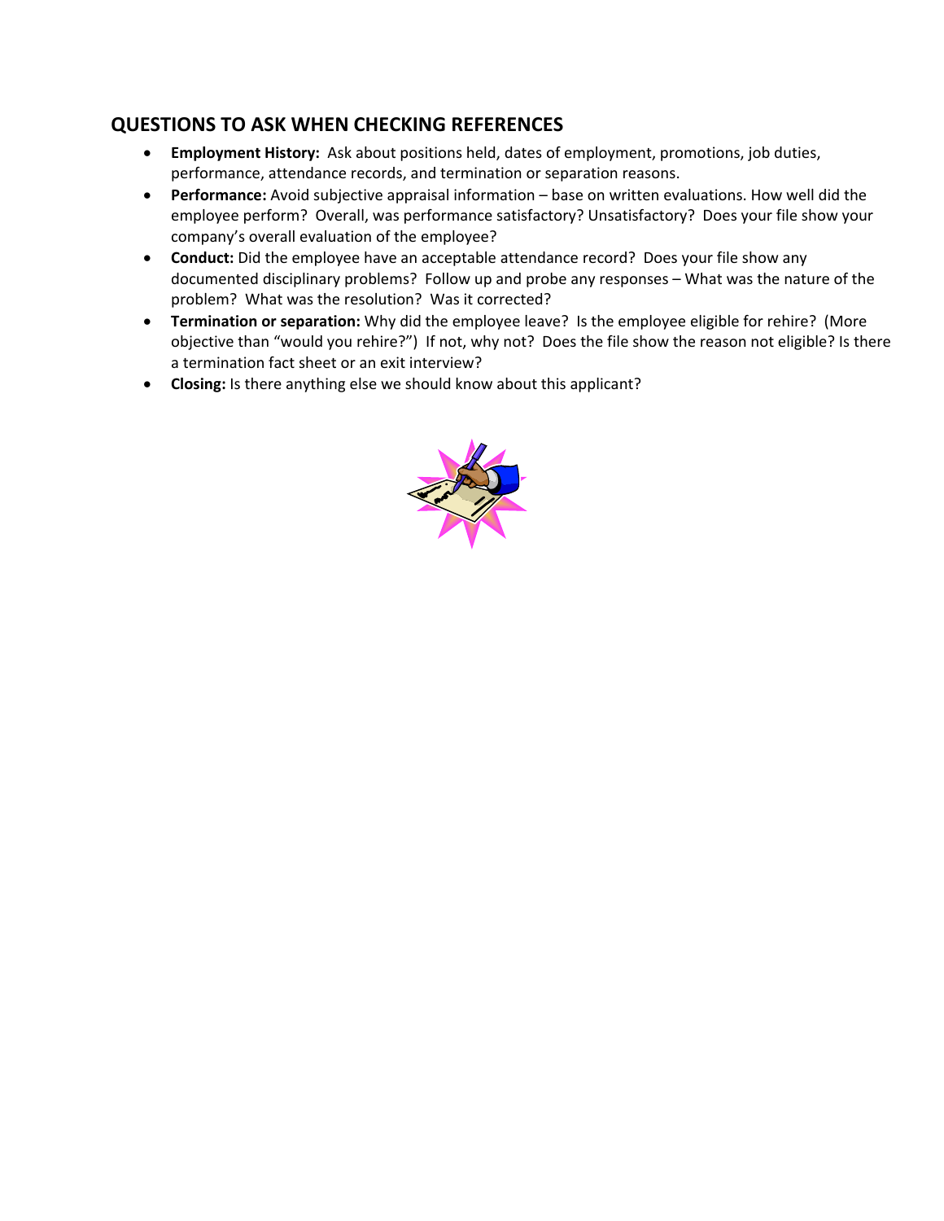## QUESTIONS TO ASK WHEN CHECKING REFERENCES

- **Employment History:** Ask about positions held, dates of employment, promotions, job duties, performance, attendance records, and termination or separation reasons.
- **Performance:** Avoid subjective appraisal information – base on written evaluations. How well did the employee perform? Overall, was performance satisfactory? Unsatisfactory? Does your file show your company's overall evaluation of the employee?
- **Conduct:** Did the employee have an acceptable attendance record? Does your file show any documented disciplinary problems? Follow up and probe any responses – What was the nature of the problem? What was the resolution? Was it corrected?
- **Termination or separation:** Why did the employee leave? Is the employee eligible for rehire? (More objective than "would you rehire?") If not, why not? Does the file show the reason not eligible? Is there a termination fact sheet or an exit interview?
- **Closing:** Is there anything else we should know about this applicant?